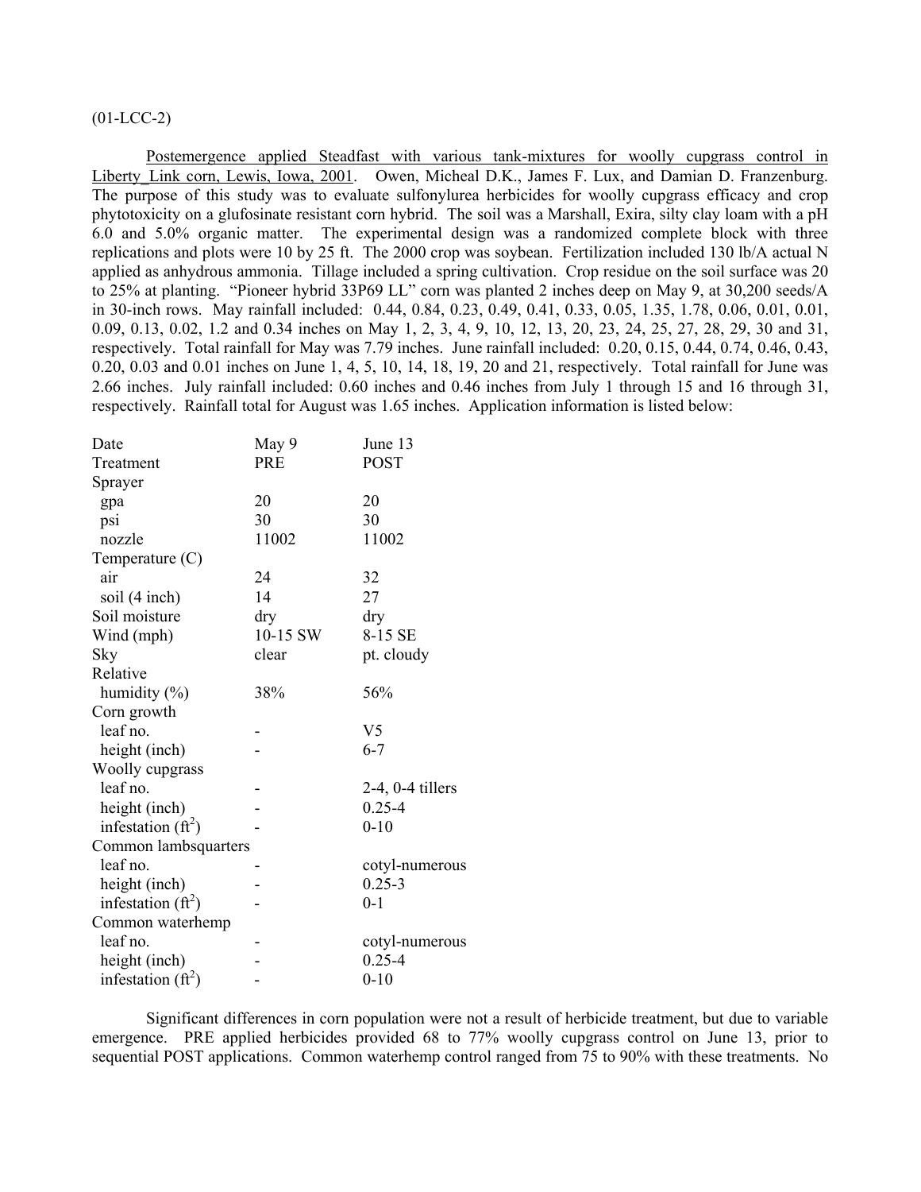(01-LCC-2)

Postemergence applied Steadfast with various tank-mixtures for woolly cupgrass control in Liberty_Link corn, Lewis, Iowa, 2001. Owen, Micheal D.K., James F. Lux, and Damian D. Franzenburg. The purpose of this study was to evaluate sulfonylurea herbicides for woolly cupgrass efficacy and crop phytotoxicity on a glufosinate resistant corn hybrid. The soil was a Marshall, Exira, silty clay loam with a pH 6.0 and 5.0% organic matter. The experimental design was a randomized complete block with three replications and plots were 10 by 25 ft. The 2000 crop was soybean. Fertilization included 130 lb/A actual N applied as anhydrous ammonia. Tillage included a spring cultivation. Crop residue on the soil surface was 20 to 25% at planting. "Pioneer hybrid 33P69 LL" corn was planted 2 inches deep on May 9, at 30,200 seeds/A in 30-inch rows. May rainfall included: 0.44, 0.84, 0.23, 0.49, 0.41, 0.33, 0.05, 1.35, 1.78, 0.06, 0.01, 0.01, 0.09, 0.13, 0.02, 1.2 and 0.34 inches on May 1, 2, 3, 4, 9, 10, 12, 13, 20, 23, 24, 25, 27, 28, 29, 30 and 31, respectively. Total rainfall for May was 7.79 inches. June rainfall included: 0.20, 0.15, 0.44, 0.74, 0.46, 0.43, 0.20, 0.03 and 0.01 inches on June 1, 4, 5, 10, 14, 18, 19, 20 and 21, respectively. Total rainfall for June was 2.66 inches. July rainfall included: 0.60 inches and 0.46 inches from July 1 through 15 and 16 through 31, respectively. Rainfall total for August was 1.65 inches. Application information is listed below:

| Date | May 9 | June 13 |
|---|---|---|
| Treatment | PRE | POST |
| Sprayer | | |
| gpa | 20 | 20 |
| psi | 30 | 30 |
| nozzle | 11002 | 11002 |
| Temperature (C) | | |
| air | 24 | 32 |
| soil (4 inch) | 14 | 27 |
| Soil moisture | dry | dry |
| Wind (mph) | 10-15 SW | 8-15 SE |
| Sky | clear | pt. cloudy |
| Relative humidity (%) | 38% | 56% |
| Corn growth | | |
| leaf no. | - | V5 |
| height (inch) | - | 6-7 |
| Woolly cupgrass | | |
| leaf no. | - | 2-4, 0-4 tillers |
| height (inch) | - | 0.25-4 |
| infestation ($ft^2$) | - | 0-10 |
| Common lambsquarters | | |
| leaf no. | - | cotyl-numerous |
| height (inch) | - | 0.25-3 |
| infestation ($ft^2$) | - | 0-1 |
| Common waterhemp | | |
| leaf no. | - | cotyl-numerous |
| height (inch) | - | 0.25-4 |
| infestation ($ft^2$) | - | 0-10 |

Significant differences in corn population were not a result of herbicide treatment, but due to variable emergence. PRE applied herbicides provided 68 to 77% woolly cupgrass control on June 13, prior to sequential POST applications. Common waterhemp control ranged from 75 to 90% with these treatments. No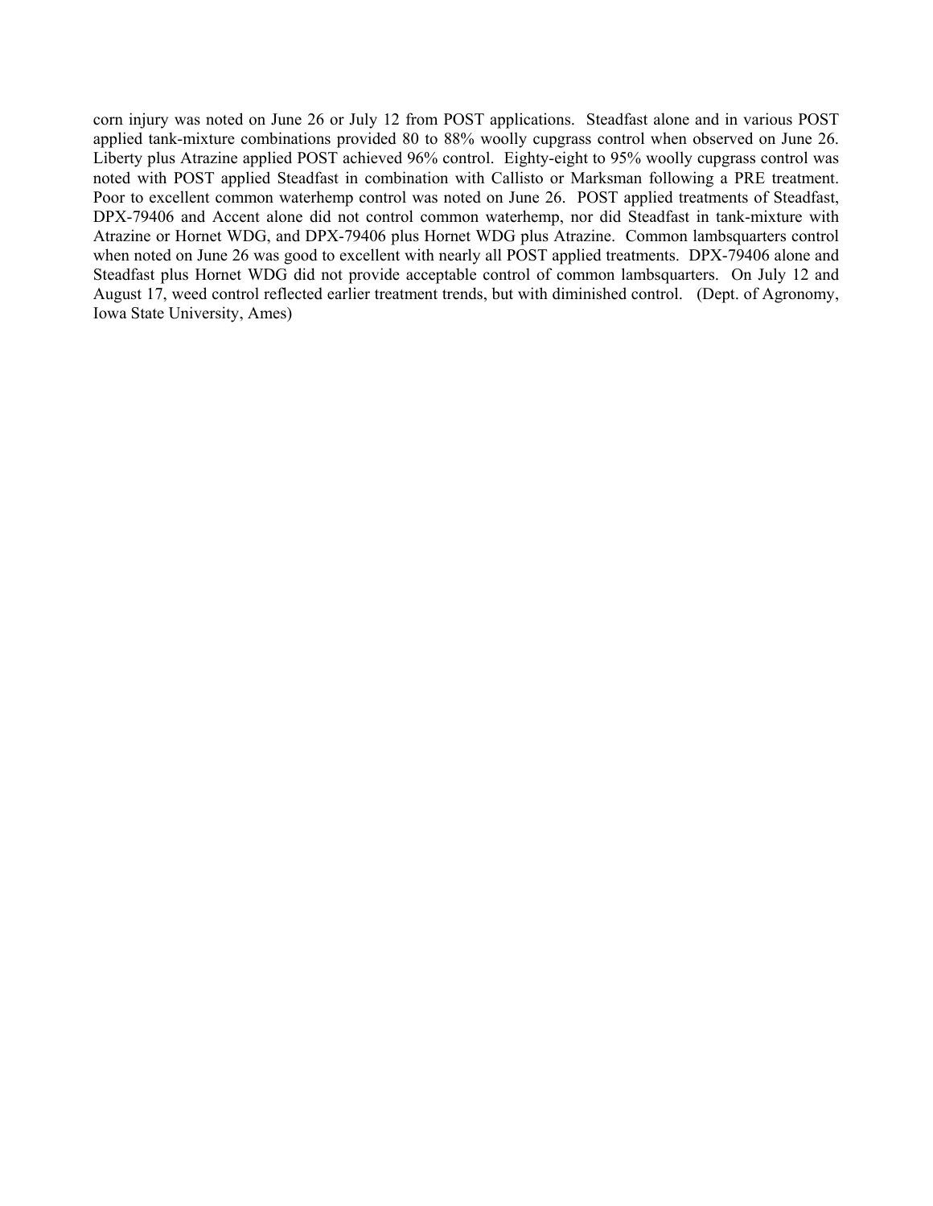corn injury was noted on June 26 or July 12 from POST applications. Steadfast alone and in various POST applied tank-mixture combinations provided 80 to 88% woolly cupgrass control when observed on June 26. Liberty plus Atrazine applied POST achieved 96% control. Eighty-eight to 95% woolly cupgrass control was noted with POST applied Steadfast in combination with Callisto or Marksman following a PRE treatment. Poor to excellent common waterhemp control was noted on June 26. POST applied treatments of Steadfast, DPX-79406 and Accent alone did not control common waterhemp, nor did Steadfast in tank-mixture with Atrazine or Hornet WDG, and DPX-79406 plus Hornet WDG plus Atrazine. Common lambsquarters control when noted on June 26 was good to excellent with nearly all POST applied treatments. DPX-79406 alone and Steadfast plus Hornet WDG did not provide acceptable control of common lambsquarters. On July 12 and August 17, weed control reflected earlier treatment trends, but with diminished control. (Dept. of Agronomy, Iowa State University, Ames)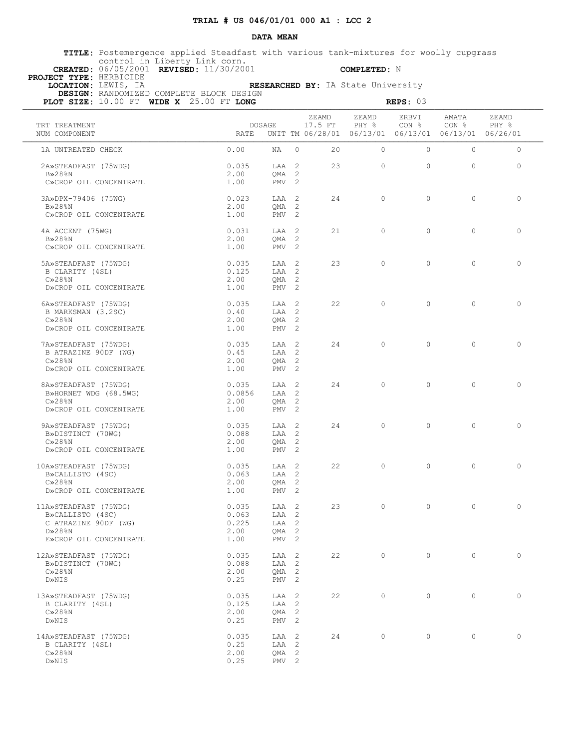**TRIAL # US 046/01/01 000 A1 : LCC 2**

**DATA MEAN**

**TITLE:** Postemergence applied Steadfast with various tank-mixtures for woolly cupgrass control in Liberty Link corn.
**CREATED:** 06/05/2001 **REVISED:** 11/30/2001 **COMPLETED:** N
**PROJECT TYPE:** HERBICIDE
**LOCATION:** LEWIS, IA **RESEARCHED BY:** IA State University
**DESIGN:** RANDOMIZED COMPLETE BLOCK DESIGN
**PLOT SIZE:** 10.00 FT **WIDE X** 25.00 FT **LONG** **REPS:** 03

| TRT NUM | TREATMENT COMPONENT | DOSAGE RATE | UNIT | TM | ZEAMD 17.5 FT 06/28/01 | ZEAMD PHY % 06/13/01 | ERBVI CON % 06/13/01 | AMATA CON % 06/13/01 | ZEAMD PHY % 06/26/01 |
|---|---|---|---|---|---|---|---|---|---|
| 1A | UNTREATED CHECK | 0.00 | NA | 0 | 20 | 0 | 0 | 0 | 0 |
| 2A» | STEADFAST (75WDG) | 0.035 | LAA | 2 | 23 | 0 | 0 | 0 | 0 |
| B» | 28%N | 2.00 | QMA | 2 | | | | | |
| C» | CROP OIL CONCENTRATE | 1.00 | PMV | 2 | | | | | |
| 3A» | DPX-79406 (75WG) | 0.023 | LAA | 2 | 24 | 0 | 0 | 0 | 0 |
| B» | 28%N | 2.00 | QMA | 2 | | | | | |
| C» | CROP OIL CONCENTRATE | 1.00 | PMV | 2 | | | | | |
| 4A | ACCENT (75WG) | 0.031 | LAA | 2 | 21 | 0 | 0 | 0 | 0 |
| B» | 28%N | 2.00 | QMA | 2 | | | | | |
| C» | CROP OIL CONCENTRATE | 1.00 | PMV | 2 | | | | | |
| 5A» | STEADFAST (75WDG) | 0.035 | LAA | 2 | 23 | 0 | 0 | 0 | 0 |
| B | CLARITY (4SL) | 0.125 | LAA | 2 | | | | | |
| C» | 28%N | 2.00 | QMA | 2 | | | | | |
| D» | CROP OIL CONCENTRATE | 1.00 | PMV | 2 | | | | | |
| 6A» | STEADFAST (75WDG) | 0.035 | LAA | 2 | 22 | 0 | 0 | 0 | 0 |
| B | MARKSMAN (3.2SC) | 0.40 | LAA | 2 | | | | | |
| C» | 28%N | 2.00 | QMA | 2 | | | | | |
| D» | CROP OIL CONCENTRATE | 1.00 | PMV | 2 | | | | | |
| 7A» | STEADFAST (75WDG) | 0.035 | LAA | 2 | 24 | 0 | 0 | 0 | 0 |
| B | ATRAZINE 90DF (WG) | 0.45 | LAA | 2 | | | | | |
| C» | 28%N | 2.00 | QMA | 2 | | | | | |
| D» | CROP OIL CONCENTRATE | 1.00 | PMV | 2 | | | | | |
| 8A» | STEADFAST (75WDG) | 0.035 | LAA | 2 | 24 | 0 | 0 | 0 | 0 |
| B» | HORNET WDG (68.5WG) | 0.0856 | LAA | 2 | | | | | |
| C» | 28%N | 2.00 | QMA | 2 | | | | | |
| D» | CROP OIL CONCENTRATE | 1.00 | PMV | 2 | | | | | |
| 9A» | STEADFAST (75WDG) | 0.035 | LAA | 2 | 24 | 0 | 0 | 0 | 0 |
| B» | DISTINCT (70WG) | 0.088 | LAA | 2 | | | | | |
| C» | 28%N | 2.00 | QMA | 2 | | | | | |
| D» | CROP OIL CONCENTRATE | 1.00 | PMV | 2 | | | | | |
| 10A» | STEADFAST (75WDG) | 0.035 | LAA | 2 | 22 | 0 | 0 | 0 | 0 |
| B» | CALLISTO (4SC) | 0.063 | LAA | 2 | | | | | |
| C» | 28%N | 2.00 | QMA | 2 | | | | | |
| D» | CROP OIL CONCENTRATE | 1.00 | PMV | 2 | | | | | |
| 11A» | STEADFAST (75WDG) | 0.035 | LAA | 2 | 23 | 0 | 0 | 0 | 0 |
| B» | CALLISTO (4SC) | 0.063 | LAA | 2 | | | | | |
| C | ATRAZINE 90DF (WG) | 0.225 | LAA | 2 | | | | | |
| D» | 28%N | 2.00 | QMA | 2 | | | | | |
| E» | CROP OIL CONCENTRATE | 1.00 | PMV | 2 | | | | | |
| 12A» | STEADFAST (75WDG) | 0.035 | LAA | 2 | 22 | 0 | 0 | 0 | 0 |
| B» | DISTINCT (70WG) | 0.088 | LAA | 2 | | | | | |
| C» | 28%N | 2.00 | QMA | 2 | | | | | |
| D» | NIS | 0.25 | PMV | 2 | | | | | |
| 13A» | STEADFAST (75WDG) | 0.035 | LAA | 2 | 22 | 0 | 0 | 0 | 0 |
| B | CLARITY (4SL) | 0.125 | LAA | 2 | | | | | |
| C» | 28%N | 2.00 | QMA | 2 | | | | | |
| D» | NIS | 0.25 | PMV | 2 | | | | | |
| 14A» | STEADFAST (75WDG) | 0.035 | LAA | 2 | 24 | 0 | 0 | 0 | 0 |
| B | CLARITY (4SL) | 0.25 | LAA | 2 | | | | | |
| C» | 28%N | 2.00 | QMA | 2 | | | | | |
| D» | NIS | 0.25 | PMV | 2 | | | | | |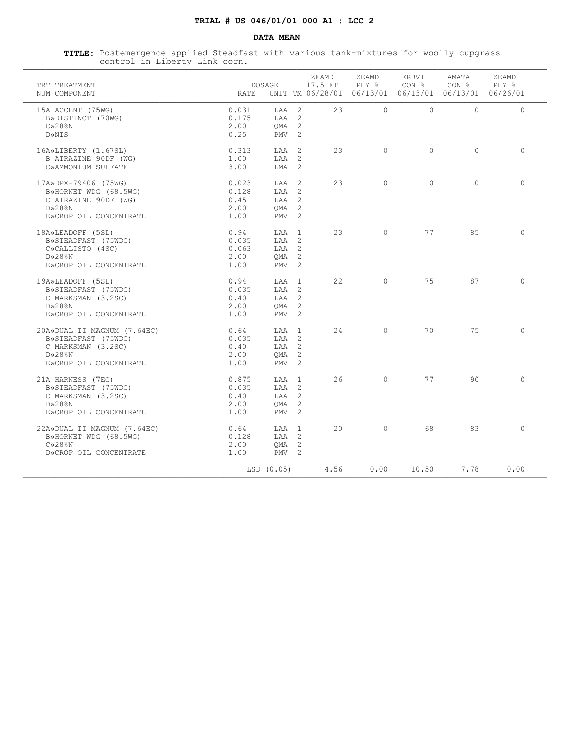**TRIAL # US 046/01/01 000 A1 : LCC 2**

**DATA MEAN**

**TITLE:** Postemergence applied Steadfast with various tank-mixtures for woolly cupgrass control in Liberty Link corn.

| TRT NUM | TREATMENT COMPONENT | RATE | DOSAGE UNIT | TM | ZEAMD 17.5 FT 06/28/01 | ZEAMD PHY % 06/13/01 | ERBVI CON % 06/13/01 | AMATA CON % 06/13/01 | ZEAMD PHY % 06/26/01 |
|---|---|---|---|---|---|---|---|---|---|
| 15 | A ACCENT (75WG) | 0.031 | LAA | 2 | 23 | 0 | 0 | 0 | 0 |
| | B»DISTINCT (70WG) | 0.175 | LAA | 2 | | | | | |
| | C»28%N | 2.00 | QMA | 2 | | | | | |
| | D»NIS | 0.25 | PMV | 2 | | | | | |
| 16 | A»LIBERTY (1.67SL) | 0.313 | LAA | 2 | 23 | 0 | 0 | 0 | 0 |
| | B ATRAZINE 90DF (WG) | 1.00 | LAA | 2 | | | | | |
| | C»AMMONIUM SULFATE | 3.00 | LMA | 2 | | | | | |
| 17 | A»DPX-79406 (75WG) | 0.023 | LAA | 2 | 23 | 0 | 0 | 0 | 0 |
| | B»HORNET WDG (68.5WG) | 0.128 | LAA | 2 | | | | | |
| | C ATRAZINE 90DF (WG) | 0.45 | LAA | 2 | | | | | |
| | D»28%N | 2.00 | QMA | 2 | | | | | |
| | E»CROP OIL CONCENTRATE | 1.00 | PMV | 2 | | | | | |
| 18 | A»LEADOFF (5SL) | 0.94 | LAA | 1 | 23 | 0 | 77 | 85 | 0 |
| | B»STEADFAST (75WDG) | 0.035 | LAA | 2 | | | | | |
| | C»CALLISTO (4SC) | 0.063 | LAA | 2 | | | | | |
| | D»28%N | 2.00 | QMA | 2 | | | | | |
| | E»CROP OIL CONCENTRATE | 1.00 | PMV | 2 | | | | | |
| 19 | A»LEADOFF (5SL) | 0.94 | LAA | 1 | 22 | 0 | 75 | 87 | 0 |
| | B»STEADFAST (75WDG) | 0.035 | LAA | 2 | | | | | |
| | C MARKSMAN (3.2SC) | 0.40 | LAA | 2 | | | | | |
| | D»28%N | 2.00 | QMA | 2 | | | | | |
| | E»CROP OIL CONCENTRATE | 1.00 | PMV | 2 | | | | | |
| 20 | A»DUAL II MAGNUM (7.64EC) | 0.64 | LAA | 1 | 24 | 0 | 70 | 75 | 0 |
| | B»STEADFAST (75WDG) | 0.035 | LAA | 2 | | | | | |
| | C MARKSMAN (3.2SC) | 0.40 | LAA | 2 | | | | | |
| | D»28%N | 2.00 | QMA | 2 | | | | | |
| | E»CROP OIL CONCENTRATE | 1.00 | PMV | 2 | | | | | |
| 21 | A HARNESS (7EC) | 0.875 | LAA | 1 | 26 | 0 | 77 | 90 | 0 |
| | B»STEADFAST (75WDG) | 0.035 | LAA | 2 | | | | | |
| | C MARKSMAN (3.2SC) | 0.40 | LAA | 2 | | | | | |
| | D»28%N | 2.00 | QMA | 2 | | | | | |
| | E»CROP OIL CONCENTRATE | 1.00 | PMV | 2 | | | | | |
| 22 | A»DUAL II MAGNUM (7.64EC) | 0.64 | LAA | 1 | 20 | 0 | 68 | 83 | 0 |
| | B»HORNET WDG (68.5WG) | 0.128 | LAA | 2 | | | | | |
| | C»28%N | 2.00 | QMA | 2 | | | | | |
| | D»CROP OIL CONCENTRATE | 1.00 | PMV | 2 | | | | | |
| | | | LSD (0.05) | | 4.56 | 0.00 | 10.50 | 7.78 | 0.00 |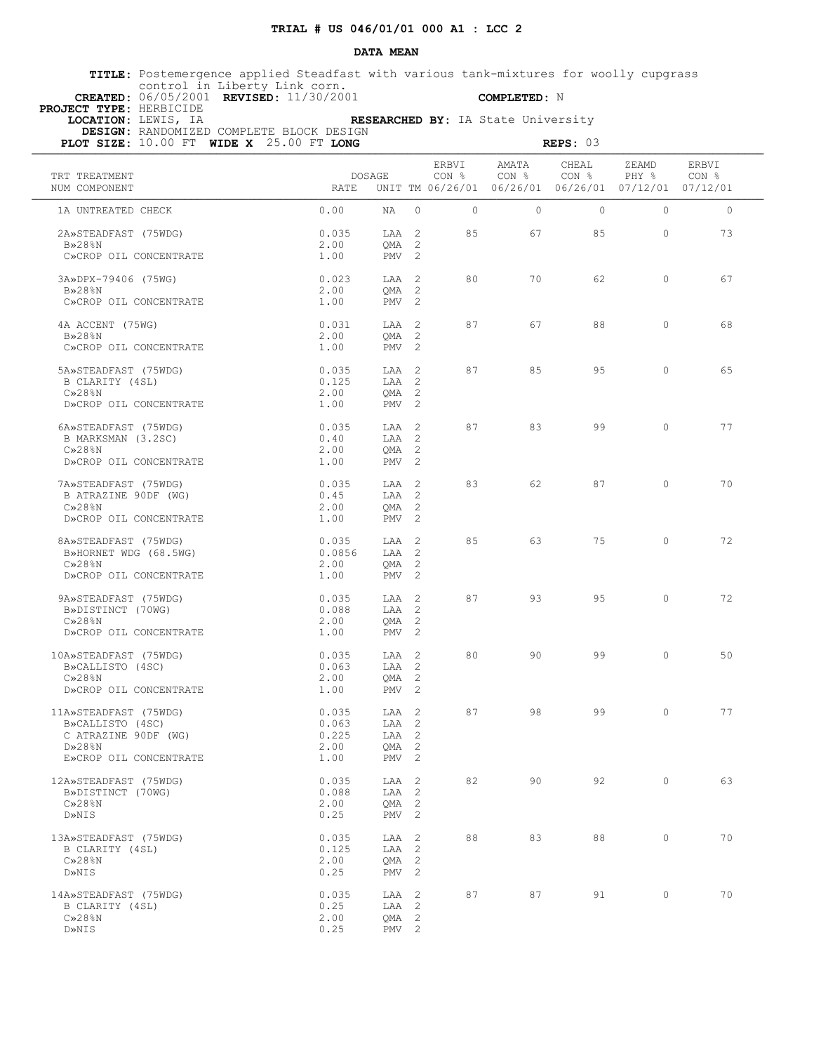**TRIAL # US 046/01/01 000 A1 : LCC 2**

**DATA MEAN**

**TITLE:** Postemergence applied Steadfast with various tank-mixtures for woolly cupgrass control in Liberty Link corn.
**CREATED:** 06/05/2001 **REVISED:** 11/30/2001 **COMPLETED:** N
**PROJECT TYPE:** HERBICIDE
**LOCATION:** LEWIS, IA **RESEARCHED BY:** IA State University
**DESIGN:** RANDOMIZED COMPLETE BLOCK DESIGN
**PLOT SIZE:** 10.00 FT **WIDE X** 25.00 FT **LONG** **REPS:** 03

| TRT NUM | TREATMENT COMPONENT | DOSAGE RATE | UNIT | TM | ERBVI CON % 06/26/01 | AMATA CON % 06/26/01 | CHEAL CON % 06/26/01 | ZEAMD PHY % 07/12/01 | ERBVI CON % 07/12/01 |
|---|---|---|---|---|---|---|---|---|---|
| 1A | UNTREATED CHECK | 0.00 | NA | 0 | 0 | 0 | 0 | 0 | 0 |
| 2A» | STEADFAST (75WDG) | 0.035 | LAA | 2 | 85 | 67 | 85 | 0 | 73 |
| B» | 28%N | 2.00 | QMA | 2 | | | | | |
| C» | CROP OIL CONCENTRATE | 1.00 | PMV | 2 | | | | | |
| 3A» | DPX-79406 (75WG) | 0.023 | LAA | 2 | 80 | 70 | 62 | 0 | 67 |
| B» | 28%N | 2.00 | QMA | 2 | | | | | |
| C» | CROP OIL CONCENTRATE | 1.00 | PMV | 2 | | | | | |
| 4A | ACCENT (75WG) | 0.031 | LAA | 2 | 87 | 67 | 88 | 0 | 68 |
| B» | 28%N | 2.00 | QMA | 2 | | | | | |
| C» | CROP OIL CONCENTRATE | 1.00 | PMV | 2 | | | | | |
| 5A» | STEADFAST (75WDG) | 0.035 | LAA | 2 | 87 | 85 | 95 | 0 | 65 |
| B | CLARITY (4SL) | 0.125 | LAA | 2 | | | | | |
| C» | 28%N | 2.00 | QMA | 2 | | | | | |
| D» | CROP OIL CONCENTRATE | 1.00 | PMV | 2 | | | | | |
| 6A» | STEADFAST (75WDG) | 0.035 | LAA | 2 | 87 | 83 | 99 | 0 | 77 |
| B | MARKSMAN (3.2SC) | 0.40 | LAA | 2 | | | | | |
| C» | 28%N | 2.00 | QMA | 2 | | | | | |
| D» | CROP OIL CONCENTRATE | 1.00 | PMV | 2 | | | | | |
| 7A» | STEADFAST (75WDG) | 0.035 | LAA | 2 | 83 | 62 | 87 | 0 | 70 |
| B | ATRAZINE 90DF (WG) | 0.45 | LAA | 2 | | | | | |
| C» | 28%N | 2.00 | QMA | 2 | | | | | |
| D» | CROP OIL CONCENTRATE | 1.00 | PMV | 2 | | | | | |
| 8A» | STEADFAST (75WDG) | 0.035 | LAA | 2 | 85 | 63 | 75 | 0 | 72 |
| B» | HORNET WDG (68.5WG) | 0.0856 | LAA | 2 | | | | | |
| C» | 28%N | 2.00 | QMA | 2 | | | | | |
| D» | CROP OIL CONCENTRATE | 1.00 | PMV | 2 | | | | | |
| 9A» | STEADFAST (75WDG) | 0.035 | LAA | 2 | 87 | 93 | 95 | 0 | 72 |
| B» | DISTINCT (70WG) | 0.088 | LAA | 2 | | | | | |
| C» | 28%N | 2.00 | QMA | 2 | | | | | |
| D» | CROP OIL CONCENTRATE | 1.00 | PMV | 2 | | | | | |
| 10A» | STEADFAST (75WDG) | 0.035 | LAA | 2 | 80 | 90 | 99 | 0 | 50 |
| B» | CALLISTO (4SC) | 0.063 | LAA | 2 | | | | | |
| C» | 28%N | 2.00 | QMA | 2 | | | | | |
| D» | CROP OIL CONCENTRATE | 1.00 | PMV | 2 | | | | | |
| 11A» | STEADFAST (75WDG) | 0.035 | LAA | 2 | 87 | 98 | 99 | 0 | 77 |
| B» | CALLISTO (4SC) | 0.063 | LAA | 2 | | | | | |
| C | ATRAZINE 90DF (WG) | 0.225 | LAA | 2 | | | | | |
| D» | 28%N | 2.00 | QMA | 2 | | | | | |
| E» | CROP OIL CONCENTRATE | 1.00 | PMV | 2 | | | | | |
| 12A» | STEADFAST (75WDG) | 0.035 | LAA | 2 | 82 | 90 | 92 | 0 | 63 |
| B» | DISTINCT (70WG) | 0.088 | LAA | 2 | | | | | |
| C» | 28%N | 2.00 | QMA | 2 | | | | | |
| D» | NIS | 0.25 | PMV | 2 | | | | | |
| 13A» | STEADFAST (75WDG) | 0.035 | LAA | 2 | 88 | 83 | 88 | 0 | 70 |
| B | CLARITY (4SL) | 0.125 | LAA | 2 | | | | | |
| C» | 28%N | 2.00 | QMA | 2 | | | | | |
| D» | NIS | 0.25 | PMV | 2 | | | | | |
| 14A» | STEADFAST (75WDG) | 0.035 | LAA | 2 | 87 | 87 | 91 | 0 | 70 |
| B | CLARITY (4SL) | 0.25 | LAA | 2 | | | | | |
| C» | 28%N | 2.00 | QMA | 2 | | | | | |
| D» | NIS | 0.25 | PMV | 2 | | | | | |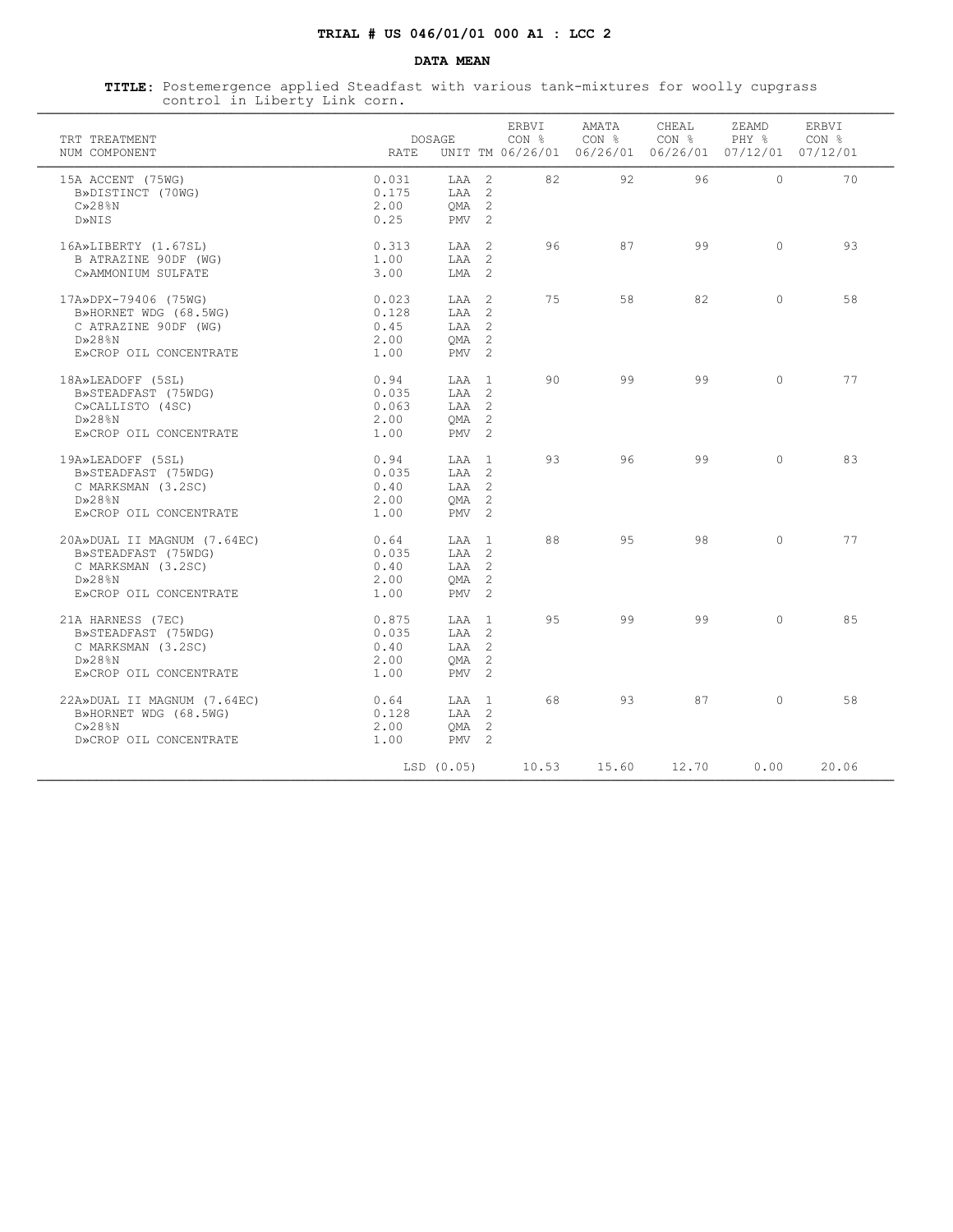**TRIAL # US 046/01/01 000 A1 : LCC 2**

**DATA MEAN**

**TITLE:** Postemergence applied Steadfast with various tank-mixtures for woolly cupgrass control in Liberty Link corn.

| TRT NUM | TREATMENT COMPONENT | DOSAGE RATE | UNIT | TM | ERBVI CON % 06/26/01 | AMATA CON % 06/26/01 | CHEAL CON % 06/26/01 | ZEAMD PHY % 07/12/01 | ERBVI CON % 07/12/01 |
|---|---|---|---|---|---|---|---|---|---|
| 15 | A ACCENT (75WG) | 0.031 | LAA | 2 | 82 | 92 | 96 | 0 | 70 |
| | B»DISTINCT (70WG) | 0.175 | LAA | 2 | | | | | |
| | C»28%N | 2.00 | QMA | 2 | | | | | |
| | D»NIS | 0.25 | PMV | 2 | | | | | |
| 16 | A»LIBERTY (1.67SL) | 0.313 | LAA | 2 | 96 | 87 | 99 | 0 | 93 |
| | B ATRAZINE 90DF (WG) | 1.00 | LAA | 2 | | | | | |
| | C»AMMONIUM SULFATE | 3.00 | LMA | 2 | | | | | |
| 17 | A»DPX-79406 (75WG) | 0.023 | LAA | 2 | 75 | 58 | 82 | 0 | 58 |
| | B»HORNET WDG (68.5WG) | 0.128 | LAA | 2 | | | | | |
| | C ATRAZINE 90DF (WG) | 0.45 | LAA | 2 | | | | | |
| | D»28%N | 2.00 | QMA | 2 | | | | | |
| | E»CROP OIL CONCENTRATE | 1.00 | PMV | 2 | | | | | |
| 18 | A»LEADOFF (5SL) | 0.94 | LAA | 1 | 90 | 99 | 99 | 0 | 77 |
| | B»STEADFAST (75WDG) | 0.035 | LAA | 2 | | | | | |
| | C»CALLISTO (4SC) | 0.063 | LAA | 2 | | | | | |
| | D»28%N | 2.00 | QMA | 2 | | | | | |
| | E»CROP OIL CONCENTRATE | 1.00 | PMV | 2 | | | | | |
| 19 | A»LEADOFF (5SL) | 0.94 | LAA | 1 | 93 | 96 | 99 | 0 | 83 |
| | B»STEADFAST (75WDG) | 0.035 | LAA | 2 | | | | | |
| | C MARKSMAN (3.2SC) | 0.40 | LAA | 2 | | | | | |
| | D»28%N | 2.00 | QMA | 2 | | | | | |
| | E»CROP OIL CONCENTRATE | 1.00 | PMV | 2 | | | | | |
| 20 | A»DUAL II MAGNUM (7.64EC) | 0.64 | LAA | 1 | 88 | 95 | 98 | 0 | 77 |
| | B»STEADFAST (75WDG) | 0.035 | LAA | 2 | | | | | |
| | C MARKSMAN (3.2SC) | 0.40 | LAA | 2 | | | | | |
| | D»28%N | 2.00 | QMA | 2 | | | | | |
| | E»CROP OIL CONCENTRATE | 1.00 | PMV | 2 | | | | | |
| 21 | A HARNESS (7EC) | 0.875 | LAA | 1 | 95 | 99 | 99 | 0 | 85 |
| | B»STEADFAST (75WDG) | 0.035 | LAA | 2 | | | | | |
| | C MARKSMAN (3.2SC) | 0.40 | LAA | 2 | | | | | |
| | D»28%N | 2.00 | QMA | 2 | | | | | |
| | E»CROP OIL CONCENTRATE | 1.00 | PMV | 2 | | | | | |
| 22 | A»DUAL II MAGNUM (7.64EC) | 0.64 | LAA | 1 | 68 | 93 | 87 | 0 | 58 |
| | B»HORNET WDG (68.5WG) | 0.128 | LAA | 2 | | | | | |
| | C»28%N | 2.00 | QMA | 2 | | | | | |
| | D»CROP OIL CONCENTRATE | 1.00 | PMV | 2 | | | | | |
| | | LSD (0.05) | | | 10.53 | 15.60 | 12.70 | 0.00 | 20.06 |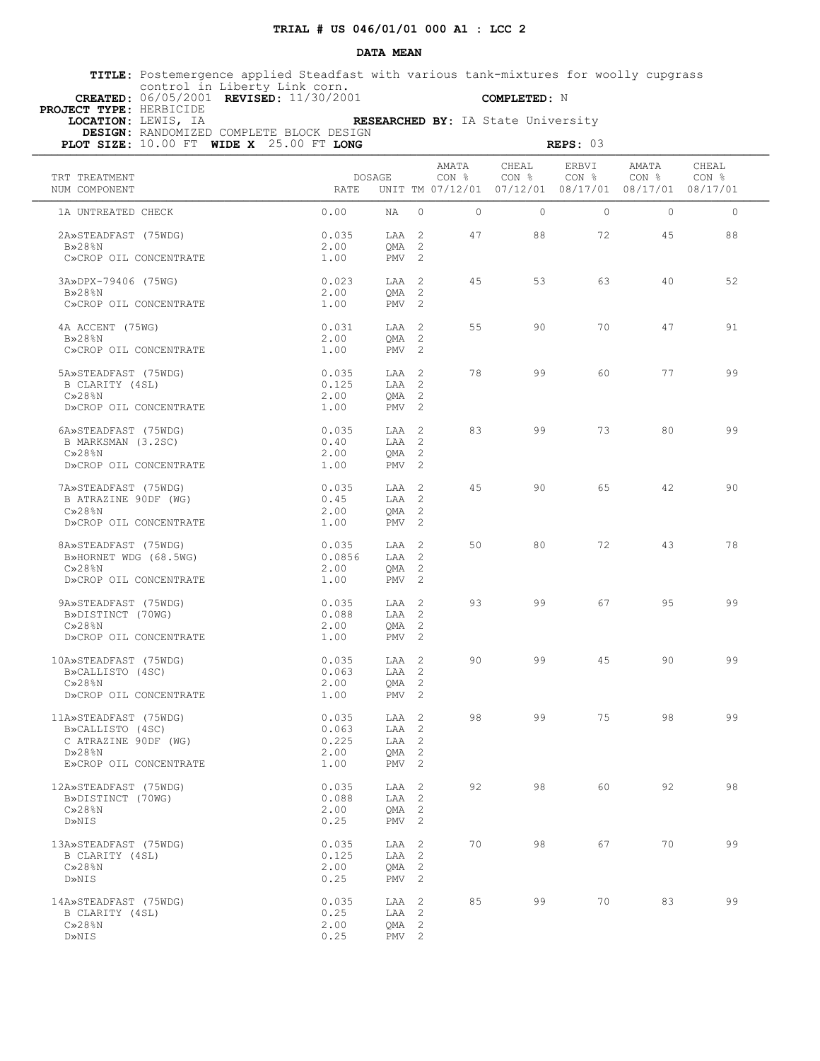**TRIAL # US 046/01/01 000 A1 : LCC 2**

**DATA MEAN**

**TITLE:** Postemergence applied Steadfast with various tank-mixtures for woolly cupgrass control in Liberty Link corn.
**CREATED:** 06/05/2001 **REVISED:** 11/30/2001 **COMPLETED:** N
**PROJECT TYPE:** HERBICIDE
**LOCATION:** LEWIS, IA **RESEARCHED BY:** IA State University
**DESIGN:** RANDOMIZED COMPLETE BLOCK DESIGN
**PLOT SIZE:** 10.00 FT **WIDE X** 25.00 FT **LONG** **REPS:** 03

| TRT NUM | TREATMENT COMPONENT | DOSAGE RATE | UNIT | TM | AMATA CON % 07/12/01 | CHEAL CON % 07/12/01 | ERBVI CON % 08/17/01 | AMATA CON % 08/17/01 | CHEAL CON % 08/17/01 |
|---|---|---|---|---|---|---|---|---|---|
| 1A | UNTREATED CHECK | 0.00 | NA | 0 | 0 | 0 | 0 | 0 | 0 |
| 2A» | STEADFAST (75WDG) | 0.035 | LAA | 2 | 47 | 88 | 72 | 45 | 88 |
| B» | 28%N | 2.00 | QMA | 2 | | | | | |
| C» | CROP OIL CONCENTRATE | 1.00 | PMV | 2 | | | | | |
| 3A» | DPX-79406 (75WG) | 0.023 | LAA | 2 | 45 | 53 | 63 | 40 | 52 |
| B» | 28%N | 2.00 | QMA | 2 | | | | | |
| C» | CROP OIL CONCENTRATE | 1.00 | PMV | 2 | | | | | |
| 4A | ACCENT (75WG) | 0.031 | LAA | 2 | 55 | 90 | 70 | 47 | 91 |
| B» | 28%N | 2.00 | QMA | 2 | | | | | |
| C» | CROP OIL CONCENTRATE | 1.00 | PMV | 2 | | | | | |
| 5A» | STEADFAST (75WDG) | 0.035 | LAA | 2 | 78 | 99 | 60 | 77 | 99 |
| B | CLARITY (4SL) | 0.125 | LAA | 2 | | | | | |
| C» | 28%N | 2.00 | QMA | 2 | | | | | |
| D» | CROP OIL CONCENTRATE | 1.00 | PMV | 2 | | | | | |
| 6A» | STEADFAST (75WDG) | 0.035 | LAA | 2 | 83 | 99 | 73 | 80 | 99 |
| B | MARKSMAN (3.2SC) | 0.40 | LAA | 2 | | | | | |
| C» | 28%N | 2.00 | QMA | 2 | | | | | |
| D» | CROP OIL CONCENTRATE | 1.00 | PMV | 2 | | | | | |
| 7A» | STEADFAST (75WDG) | 0.035 | LAA | 2 | 45 | 90 | 65 | 42 | 90 |
| B | ATRAZINE 90DF (WG) | 0.45 | LAA | 2 | | | | | |
| C» | 28%N | 2.00 | QMA | 2 | | | | | |
| D» | CROP OIL CONCENTRATE | 1.00 | PMV | 2 | | | | | |
| 8A» | STEADFAST (75WDG) | 0.035 | LAA | 2 | 50 | 80 | 72 | 43 | 78 |
| B» | HORNET WDG (68.5WG) | 0.0856 | LAA | 2 | | | | | |
| C» | 28%N | 2.00 | QMA | 2 | | | | | |
| D» | CROP OIL CONCENTRATE | 1.00 | PMV | 2 | | | | | |
| 9A» | STEADFAST (75WDG) | 0.035 | LAA | 2 | 93 | 99 | 67 | 95 | 99 |
| B» | DISTINCT (70WG) | 0.088 | LAA | 2 | | | | | |
| C» | 28%N | 2.00 | QMA | 2 | | | | | |
| D» | CROP OIL CONCENTRATE | 1.00 | PMV | 2 | | | | | |
| 10A» | STEADFAST (75WDG) | 0.035 | LAA | 2 | 90 | 99 | 45 | 90 | 99 |
| B» | CALLISTO (4SC) | 0.063 | LAA | 2 | | | | | |
| C» | 28%N | 2.00 | QMA | 2 | | | | | |
| D» | CROP OIL CONCENTRATE | 1.00 | PMV | 2 | | | | | |
| 11A» | STEADFAST (75WDG) | 0.035 | LAA | 2 | 98 | 99 | 75 | 98 | 99 |
| B» | CALLISTO (4SC) | 0.063 | LAA | 2 | | | | | |
| C | ATRAZINE 90DF (WG) | 0.225 | LAA | 2 | | | | | |
| D» | 28%N | 2.00 | QMA | 2 | | | | | |
| E» | CROP OIL CONCENTRATE | 1.00 | PMV | 2 | | | | | |
| 12A» | STEADFAST (75WDG) | 0.035 | LAA | 2 | 92 | 98 | 60 | 92 | 98 |
| B» | DISTINCT (70WG) | 0.088 | LAA | 2 | | | | | |
| C» | 28%N | 2.00 | QMA | 2 | | | | | |
| D» | NIS | 0.25 | PMV | 2 | | | | | |
| 13A» | STEADFAST (75WDG) | 0.035 | LAA | 2 | 70 | 98 | 67 | 70 | 99 |
| B | CLARITY (4SL) | 0.125 | LAA | 2 | | | | | |
| C» | 28%N | 2.00 | QMA | 2 | | | | | |
| D» | NIS | 0.25 | PMV | 2 | | | | | |
| 14A» | STEADFAST (75WDG) | 0.035 | LAA | 2 | 85 | 99 | 70 | 83 | 99 |
| B | CLARITY (4SL) | 0.25 | LAA | 2 | | | | | |
| C» | 28%N | 2.00 | QMA | 2 | | | | | |
| D» | NIS | 0.25 | PMV | 2 | | | | | |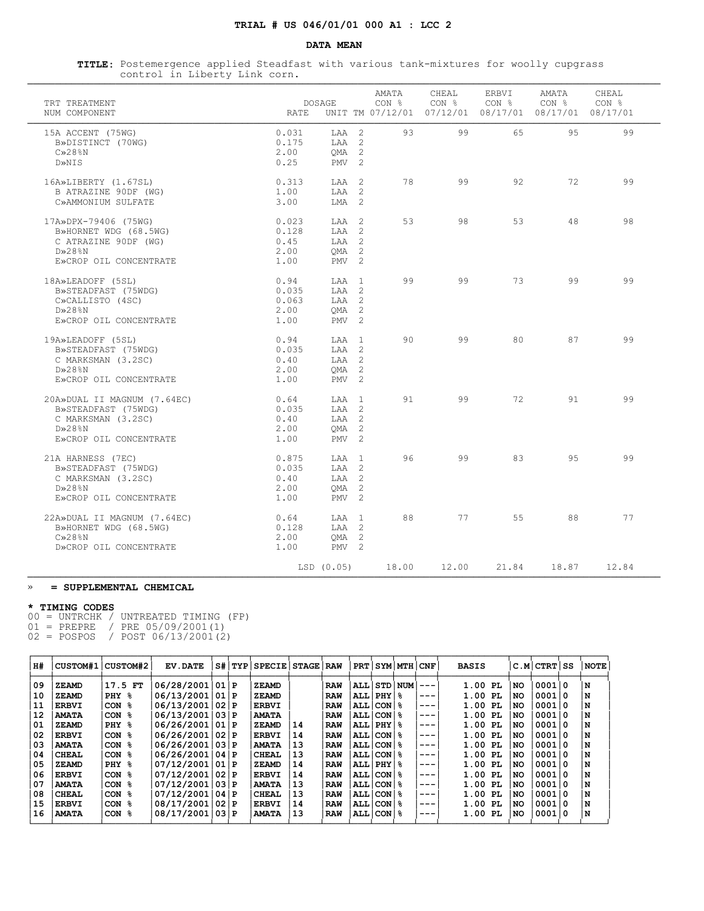**TRIAL # US 046/01/01 000 A1 : LCC 2**

**DATA MEAN**

**TITLE:** Postemergence applied Steadfast with various tank-mixtures for woolly cupgrass control in Liberty Link corn.

| TRT NUM | TREATMENT COMPONENT | RATE | DOSAGE UNIT | TM | AMATA CON % 07/12/01 | CHEAL CON % 07/12/01 | ERBVI CON % 08/17/01 | AMATA CON % 08/17/01 | CHEAL CON % 08/17/01 |
|---|---|---|---|---|---|---|---|---|---|
| 15A | ACCENT (75WG) | 0.031 | LAA | 2 | 93 | 99 | 65 | 95 | 99 |
| B» | DISTINCT (70WG) | 0.175 | LAA | 2 | | | | | |
| C» | 28%N | 2.00 | QMA | 2 | | | | | |
| D» | NIS | 0.25 | PMV | 2 | | | | | |
| 16A» | LIBERTY (1.67SL) | 0.313 | LAA | 2 | 78 | 99 | 92 | 72 | 99 |
| B | ATRAZINE 90DF (WG) | 1.00 | LAA | 2 | | | | | |
| C» | AMMONIUM SULFATE | 3.00 | LMA | 2 | | | | | |
| 17A» | DPX-79406 (75WG) | 0.023 | LAA | 2 | 53 | 98 | 53 | 48 | 98 |
| B» | HORNET WDG (68.5WG) | 0.128 | LAA | 2 | | | | | |
| C | ATRAZINE 90DF (WG) | 0.45 | LAA | 2 | | | | | |
| D» | 28%N | 2.00 | QMA | 2 | | | | | |
| E» | CROP OIL CONCENTRATE | 1.00 | PMV | 2 | | | | | |
| 18A» | LEADOFF (5SL) | 0.94 | LAA | 1 | 99 | 99 | 73 | 99 | 99 |
| B» | STEADFAST (75WDG) | 0.035 | LAA | 2 | | | | | |
| C» | CALLISTO (4SC) | 0.063 | LAA | 2 | | | | | |
| D» | 28%N | 2.00 | QMA | 2 | | | | | |
| E» | CROP OIL CONCENTRATE | 1.00 | PMV | 2 | | | | | |
| 19A» | LEADOFF (5SL) | 0.94 | LAA | 1 | 90 | 99 | 80 | 87 | 99 |
| B» | STEADFAST (75WDG) | 0.035 | LAA | 2 | | | | | |
| C | MARKSMAN (3.2SC) | 0.40 | LAA | 2 | | | | | |
| D» | 28%N | 2.00 | QMA | 2 | | | | | |
| E» | CROP OIL CONCENTRATE | 1.00 | PMV | 2 | | | | | |
| 20A» | DUAL II MAGNUM (7.64EC) | 0.64 | LAA | 1 | 91 | 99 | 72 | 91 | 99 |
| B» | STEADFAST (75WDG) | 0.035 | LAA | 2 | | | | | |
| C | MARKSMAN (3.2SC) | 0.40 | LAA | 2 | | | | | |
| D» | 28%N | 2.00 | QMA | 2 | | | | | |
| E» | CROP OIL CONCENTRATE | 1.00 | PMV | 2 | | | | | |
| 21A | HARNESS (7EC) | 0.875 | LAA | 1 | 96 | 99 | 83 | 95 | 99 |
| B» | STEADFAST (75WDG) | 0.035 | LAA | 2 | | | | | |
| C | MARKSMAN (3.2SC) | 0.40 | LAA | 2 | | | | | |
| D» | 28%N | 2.00 | QMA | 2 | | | | | |
| E» | CROP OIL CONCENTRATE | 1.00 | PMV | 2 | | | | | |
| 22A» | DUAL II MAGNUM (7.64EC) | 0.64 | LAA | 1 | 88 | 77 | 55 | 88 | 77 |
| B» | HORNET WDG (68.5WG) | 0.128 | LAA | 2 | | | | | |
| C» | 28%N | 2.00 | QMA | 2 | | | | | |
| D» | CROP OIL CONCENTRATE | 1.00 | PMV | 2 | | | | | |
| | | LSD (0.05) | | | 18.00 | 12.00 | 21.84 | 18.87 | 12.84 |

» **= SUPPLEMENTAL CHEMICAL**

**\* TIMING CODES**
00 = UNTRCHK / UNTREATED TIMING (FP)
01 = PREPRE / PRE 05/09/2001(1)
02 = POSPOS / POST 06/13/2001(2)

| H# | CUSTOM#1 | CUSTOM#2 | EV.DATE | S# | TYP | SPECIE | STAGE | RAW | PRT | SYM | MTH | CNF | BASIS | C.M | CTRT | SS | NOTE |
|---|---|---|---|---|---|---|---|---|---|---|---|---|---|---|---|---|---|
| 09 | ZEAMD | 17.5 FT | 06/28/2001 | 01 | P | ZEAMD | | RAW | ALL | STD | NUM | --- | 1.00 PL | NO | 0001 | 0 | N |
| 10 | ZEAMD | PHY % | 06/13/2001 | 01 | P | ZEAMD | | RAW | ALL | PHY | % | --- | 1.00 PL | NO | 0001 | 0 | N |
| 11 | ERBVI | CON % | 06/13/2001 | 02 | P | ERBVI | | RAW | ALL | CON | % | --- | 1.00 PL | NO | 0001 | 0 | N |
| 12 | AMATA | CON % | 06/13/2001 | 03 | P | AMATA | | RAW | ALL | CON | % | --- | 1.00 PL | NO | 0001 | 0 | N |
| 01 | ZEAMD | PHY % | 06/26/2001 | 01 | P | ZEAMD | 14 | RAW | ALL | PHY | % | --- | 1.00 PL | NO | 0001 | 0 | N |
| 02 | ERBVI | CON % | 06/26/2001 | 02 | P | ERBVI | 14 | RAW | ALL | CON | % | --- | 1.00 PL | NO | 0001 | 0 | N |
| 03 | AMATA | CON % | 06/26/2001 | 03 | P | AMATA | 13 | RAW | ALL | CON | % | --- | 1.00 PL | NO | 0001 | 0 | N |
| 04 | CHEAL | CON % | 06/26/2001 | 04 | P | CHEAL | 13 | RAW | ALL | CON | % | --- | 1.00 PL | NO | 0001 | 0 | N |
| 05 | ZEAMD | PHY % | 07/12/2001 | 01 | P | ZEAMD | 14 | RAW | ALL | PHY | % | --- | 1.00 PL | NO | 0001 | 0 | N |
| 06 | ERBVI | CON % | 07/12/2001 | 02 | P | ERBVI | 14 | RAW | ALL | CON | % | --- | 1.00 PL | NO | 0001 | 0 | N |
| 07 | AMATA | CON % | 07/12/2001 | 03 | P | AMATA | 13 | RAW | ALL | CON | % | --- | 1.00 PL | NO | 0001 | 0 | N |
| 08 | CHEAL | CON % | 07/12/2001 | 04 | P | CHEAL | 13 | RAW | ALL | CON | % | --- | 1.00 PL | NO | 0001 | 0 | N |
| 15 | ERBVI | CON % | 08/17/2001 | 02 | P | ERBVI | 14 | RAW | ALL | CON | % | --- | 1.00 PL | NO | 0001 | 0 | N |
| 16 | AMATA | CON % | 08/17/2001 | 03 | P | AMATA | 13 | RAW | ALL | CON | % | --- | 1.00 PL | NO | 0001 | 0 | N |